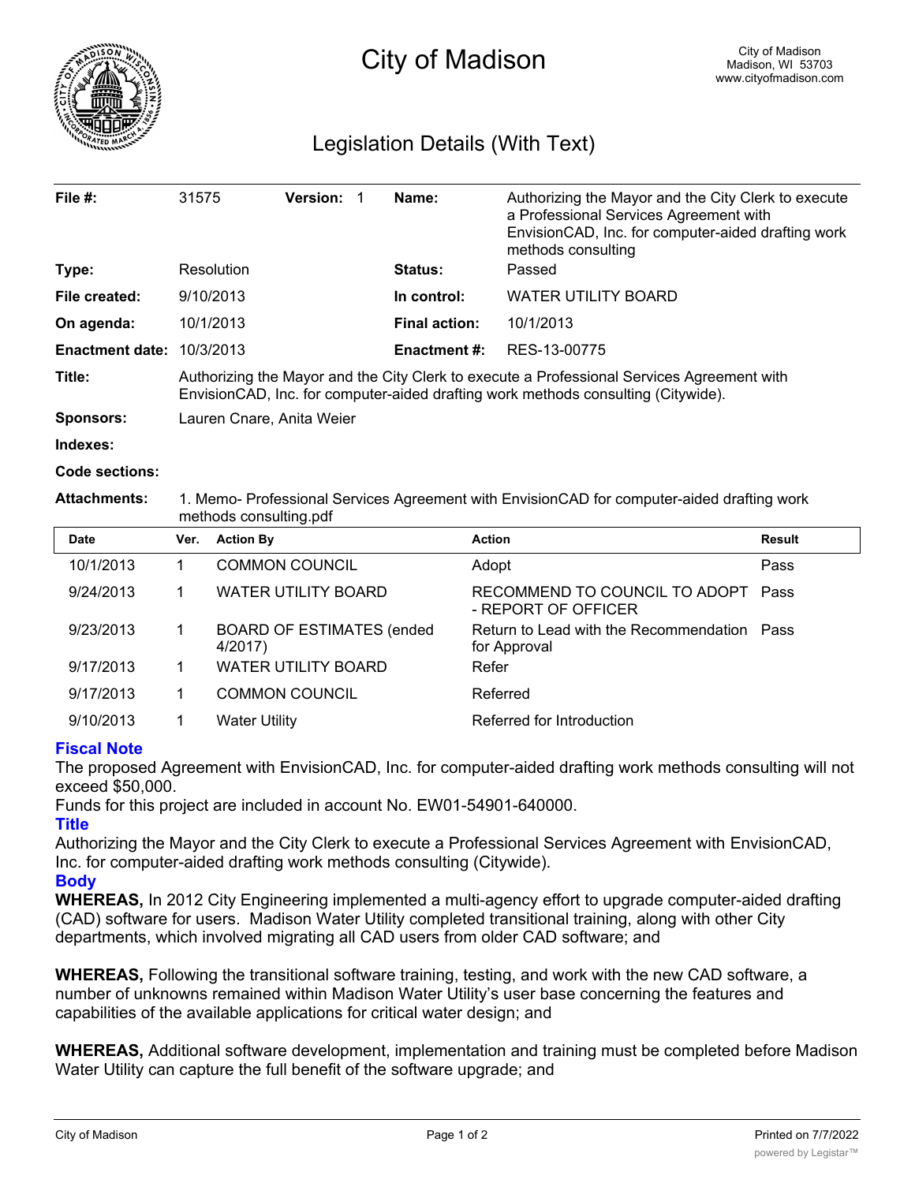# City of Madison

City of Madison
Madison, WI 53703
www.cityofmadison.com

## Legislation Details (With Text)

| | | | | | |
|---|---|---|---|---|---|
| **File #:** | 31575 | **Version:** | 1 | **Name:** | Authorizing the Mayor and the City Clerk to execute a Professional Services Agreement with EnvisionCAD, Inc. for computer-aided drafting work methods consulting |
| **Type:** | Resolution | | | **Status:** | Passed |
| **File created:** | 9/10/2013 | | | **In control:** | WATER UTILITY BOARD |
| **On agenda:** | 10/1/2013 | | | **Final action:** | 10/1/2013 |
| **Enactment date:** | 10/3/2013 | | | **Enactment #:** | RES-13-00775 |

**Title:** Authorizing the Mayor and the City Clerk to execute a Professional Services Agreement with EnvisionCAD, Inc. for computer-aided drafting work methods consulting (Citywide).

**Sponsors:** Lauren Cnare, Anita Weier

**Indexes:**

**Code sections:**

**Attachments:** 1. Memo- Professional Services Agreement with EnvisionCAD for computer-aided drafting work methods consulting.pdf

| Date | Ver. | Action By | Action | Result |
|---|---|---|---|---|
| 10/1/2013 | 1 | COMMON COUNCIL | Adopt | Pass |
| 9/24/2013 | 1 | WATER UTILITY BOARD | RECOMMEND TO COUNCIL TO ADOPT - REPORT OF OFFICER | Pass |
| 9/23/2013 | 1 | BOARD OF ESTIMATES (ended 4/2017) | Return to Lead with the Recommendation for Approval | Pass |
| 9/17/2013 | 1 | WATER UTILITY BOARD | Refer | |
| 9/17/2013 | 1 | COMMON COUNCIL | Referred | |
| 9/10/2013 | 1 | Water Utility | Referred for Introduction | |

### Fiscal Note

The proposed Agreement with EnvisionCAD, Inc. for computer-aided drafting work methods consulting will not exceed $50,000.

Funds for this project are included in account No. EW01-54901-640000.

### Title

Authorizing the Mayor and the City Clerk to execute a Professional Services Agreement with EnvisionCAD, Inc. for computer-aided drafting work methods consulting (Citywide).

### Body

**WHEREAS,** In 2012 City Engineering implemented a multi-agency effort to upgrade computer-aided drafting (CAD) software for users. Madison Water Utility completed transitional training, along with other City departments, which involved migrating all CAD users from older CAD software; and

**WHEREAS,** Following the transitional software training, testing, and work with the new CAD software, a number of unknowns remained within Madison Water Utility's user base concerning the features and capabilities of the available applications for critical water design; and

**WHEREAS,** Additional software development, implementation and training must be completed before Madison Water Utility can capture the full benefit of the software upgrade; and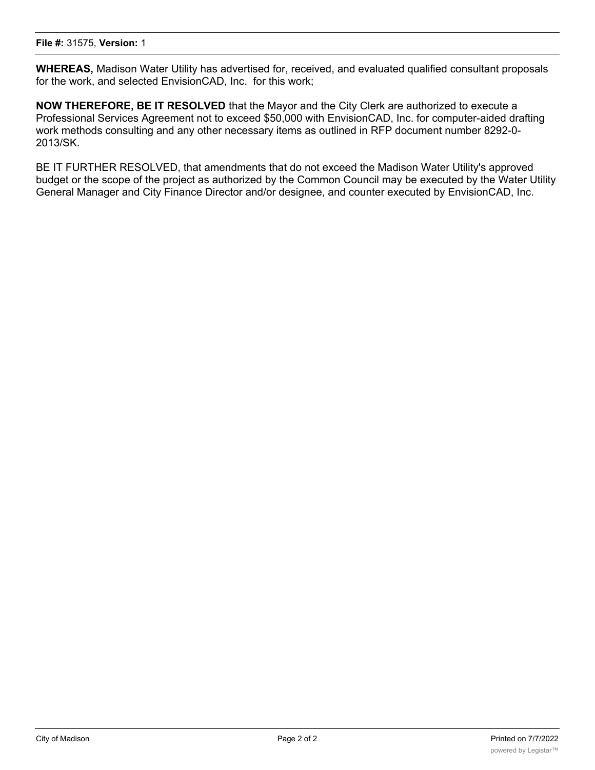**WHEREAS,** Madison Water Utility has advertised for, received, and evaluated qualified consultant proposals for the work, and selected EnvisionCAD, Inc. for this work;

**NOW THEREFORE, BE IT RESOLVED** that the Mayor and the City Clerk are authorized to execute a Professional Services Agreement not to exceed $50,000 with EnvisionCAD, Inc. for computer-aided drafting work methods consulting and any other necessary items as outlined in RFP document number 8292-0-2013/SK.

BE IT FURTHER RESOLVED, that amendments that do not exceed the Madison Water Utility's approved budget or the scope of the project as authorized by the Common Council may be executed by the Water Utility General Manager and City Finance Director and/or designee, and counter executed by EnvisionCAD, Inc.